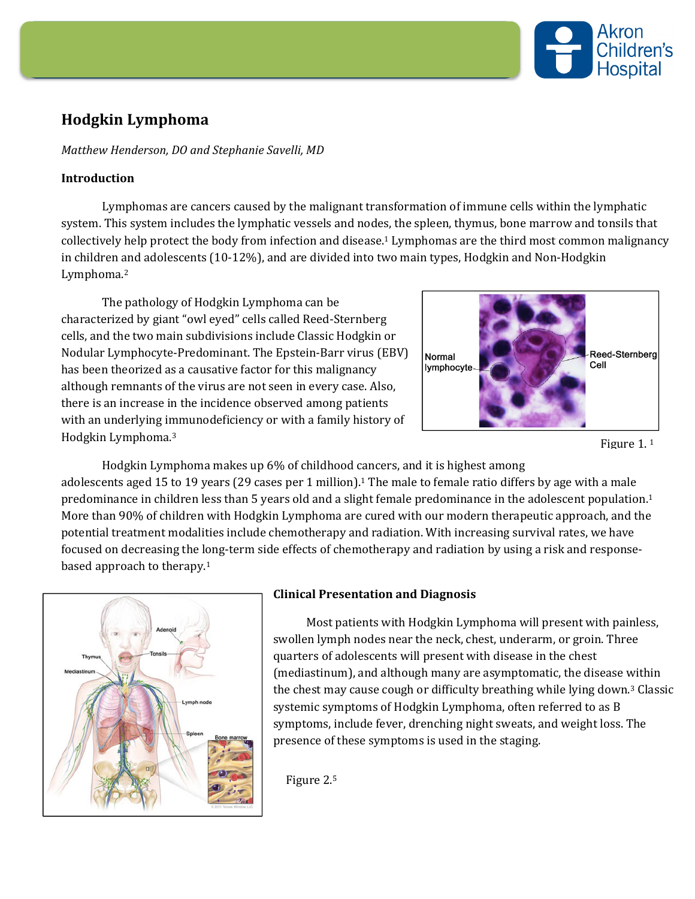# Hodgkin Lymphoma

*Matthew Henderson, DO and Stephanie Savelli, MD*

## Introduction

Lymphomas are cancers caused by the malignant transformation of immune cells within the lymphatic system. This system includes the lymphatic vessels and nodes, the spleen, thymus, bone marrow and tonsils that collectively help protect the body from infection and disease.[1] Lymphomas are the third most common malignancy in children and adolescents (10-12%), and are divided into two main types, Hodgkin and Non-Hodgkin Lymphoma.[2]

The pathology of Hodgkin Lymphoma can be characterized by giant "owl eyed" cells called Reed-Sternberg cells, and the two main subdivisions include Classic Hodgkin or Nodular Lymphocyte-Predominant. The Epstein-Barr virus (EBV) has been theorized as a causative factor for this malignancy although remnants of the virus are not seen in every case. Also, there is an increase in the incidence observed among patients with an underlying immunodeficiency or with a family history of Hodgkin Lymphoma.[3]

Figure 1.[1]

Hodgkin Lymphoma makes up 6% of childhood cancers, and it is highest among adolescents aged 15 to 19 years (29 cases per 1 million).[1] The male to female ratio differs by age with a male predominance in children less than 5 years old and a slight female predominance in the adolescent population.[1] More than 90% of children with Hodgkin Lymphoma are cured with our modern therapeutic approach, and the potential treatment modalities include chemotherapy and radiation. With increasing survival rates, we have focused on decreasing the long-term side effects of chemotherapy and radiation by using a risk and response-based approach to therapy.[1]

## Clinical Presentation and Diagnosis

Most patients with Hodgkin Lymphoma will present with painless, swollen lymph nodes near the neck, chest, underarm, or groin. Three quarters of adolescents will present with disease in the chest (mediastinum), and although many are asymptomatic, the disease within the chest may cause cough or difficulty breathing while lying down.[3] Classic systemic symptoms of Hodgkin Lymphoma, often referred to as B symptoms, include fever, drenching night sweats, and weight loss. The presence of these symptoms is used in the staging.

Figure 2.[5]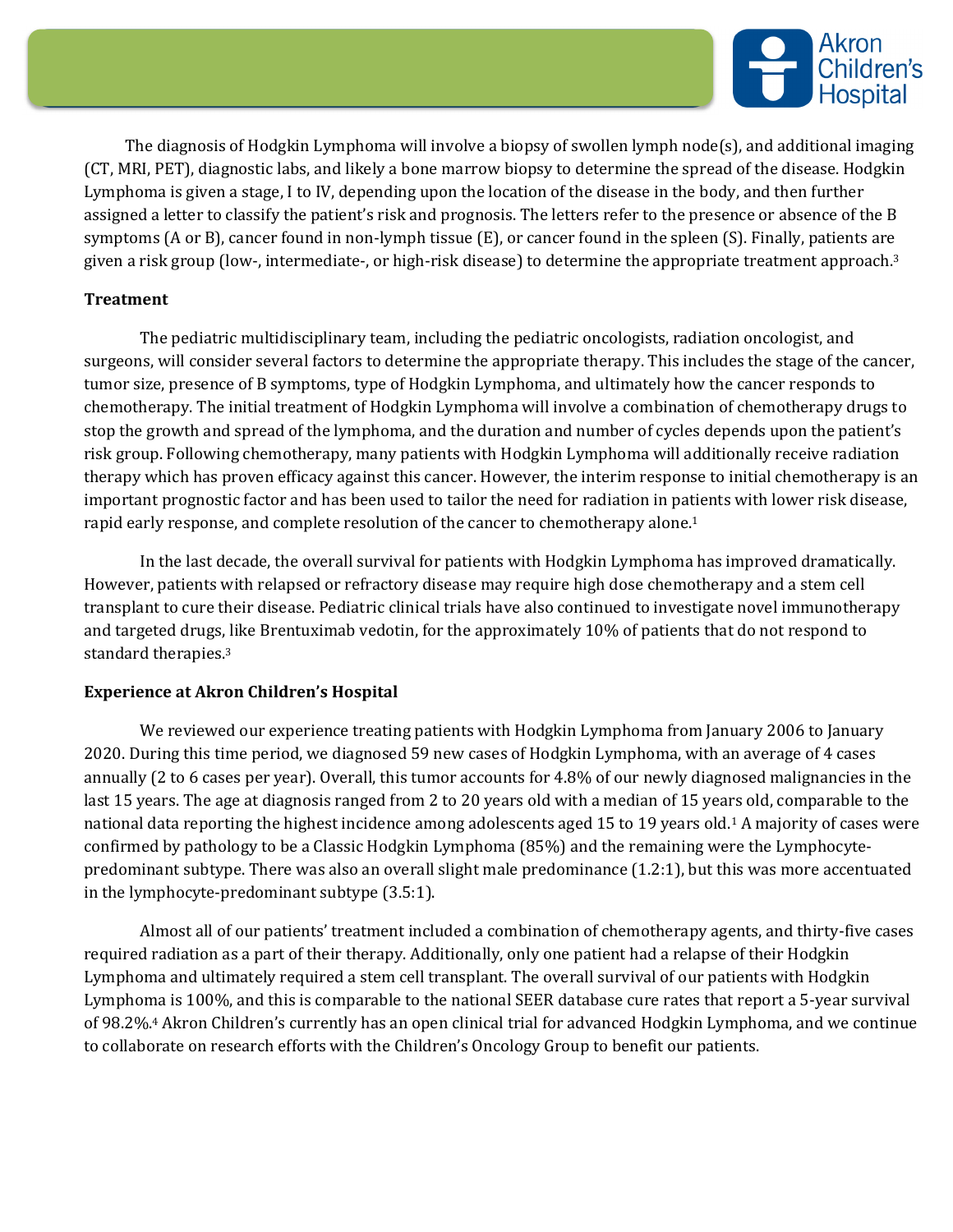The diagnosis of Hodgkin Lymphoma will involve a biopsy of swollen lymph node(s), and additional imaging (CT, MRI, PET), diagnostic labs, and likely a bone marrow biopsy to determine the spread of the disease. Hodgkin Lymphoma is given a stage, I to IV, depending upon the location of the disease in the body, and then further assigned a letter to classify the patient's risk and prognosis. The letters refer to the presence or absence of the B symptoms (A or B), cancer found in non-lymph tissue (E), or cancer found in the spleen (S). Finally, patients are given a risk group (low-, intermediate-, or high-risk disease) to determine the appropriate treatment approach.[3]

**Treatment**

The pediatric multidisciplinary team, including the pediatric oncologists, radiation oncologist, and surgeons, will consider several factors to determine the appropriate therapy. This includes the stage of the cancer, tumor size, presence of B symptoms, type of Hodgkin Lymphoma, and ultimately how the cancer responds to chemotherapy. The initial treatment of Hodgkin Lymphoma will involve a combination of chemotherapy drugs to stop the growth and spread of the lymphoma, and the duration and number of cycles depends upon the patient's risk group. Following chemotherapy, many patients with Hodgkin Lymphoma will additionally receive radiation therapy which has proven efficacy against this cancer. However, the interim response to initial chemotherapy is an important prognostic factor and has been used to tailor the need for radiation in patients with lower risk disease, rapid early response, and complete resolution of the cancer to chemotherapy alone.[1]

In the last decade, the overall survival for patients with Hodgkin Lymphoma has improved dramatically. However, patients with relapsed or refractory disease may require high dose chemotherapy and a stem cell transplant to cure their disease. Pediatric clinical trials have also continued to investigate novel immunotherapy and targeted drugs, like Brentuximab vedotin, for the approximately 10% of patients that do not respond to standard therapies.[3]

**Experience at Akron Children's Hospital**

We reviewed our experience treating patients with Hodgkin Lymphoma from January 2006 to January 2020. During this time period, we diagnosed 59 new cases of Hodgkin Lymphoma, with an average of 4 cases annually (2 to 6 cases per year). Overall, this tumor accounts for 4.8% of our newly diagnosed malignancies in the last 15 years. The age at diagnosis ranged from 2 to 20 years old with a median of 15 years old, comparable to the national data reporting the highest incidence among adolescents aged 15 to 19 years old.[1] A majority of cases were confirmed by pathology to be a Classic Hodgkin Lymphoma (85%) and the remaining were the Lymphocyte-predominant subtype. There was also an overall slight male predominance (1.2:1), but this was more accentuated in the lymphocyte-predominant subtype (3.5:1).

Almost all of our patients' treatment included a combination of chemotherapy agents, and thirty-five cases required radiation as a part of their therapy. Additionally, only one patient had a relapse of their Hodgkin Lymphoma and ultimately required a stem cell transplant. The overall survival of our patients with Hodgkin Lymphoma is 100%, and this is comparable to the national SEER database cure rates that report a 5-year survival of 98.2%.[4] Akron Children's currently has an open clinical trial for advanced Hodgkin Lymphoma, and we continue to collaborate on research efforts with the Children's Oncology Group to benefit our patients.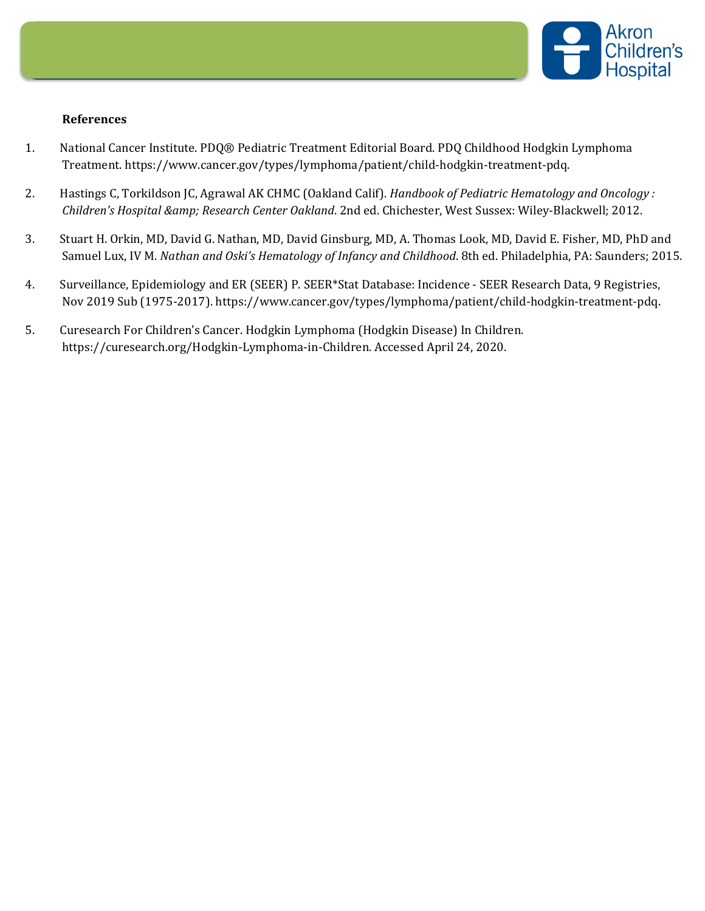**References**

1. National Cancer Institute. PDQ® Pediatric Treatment Editorial Board. PDQ Childhood Hodgkin Lymphoma Treatment. https://www.cancer.gov/types/lymphoma/patient/child-hodgkin-treatment-pdq.

2. Hastings C, Torkildson JC, Agrawal AK CHMC (Oakland Calif). *Handbook of Pediatric Hematology and Oncology : Children's Hospital &amp; Research Center Oakland*. 2nd ed. Chichester, West Sussex: Wiley-Blackwell; 2012.

3. Stuart H. Orkin, MD, David G. Nathan, MD, David Ginsburg, MD, A. Thomas Look, MD, David E. Fisher, MD, PhD and Samuel Lux, IV M. *Nathan and Oski's Hematology of Infancy and Childhood*. 8th ed. Philadelphia, PA: Saunders; 2015.

4. Surveillance, Epidemiology and ER (SEER) P. SEER*Stat Database: Incidence - SEER Research Data, 9 Registries, Nov 2019 Sub (1975-2017). https://www.cancer.gov/types/lymphoma/patient/child-hodgkin-treatment-pdq.

5. Curesearch For Children's Cancer. Hodgkin Lymphoma (Hodgkin Disease) In Children. https://curesearch.org/Hodgkin-Lymphoma-in-Children. Accessed April 24, 2020.